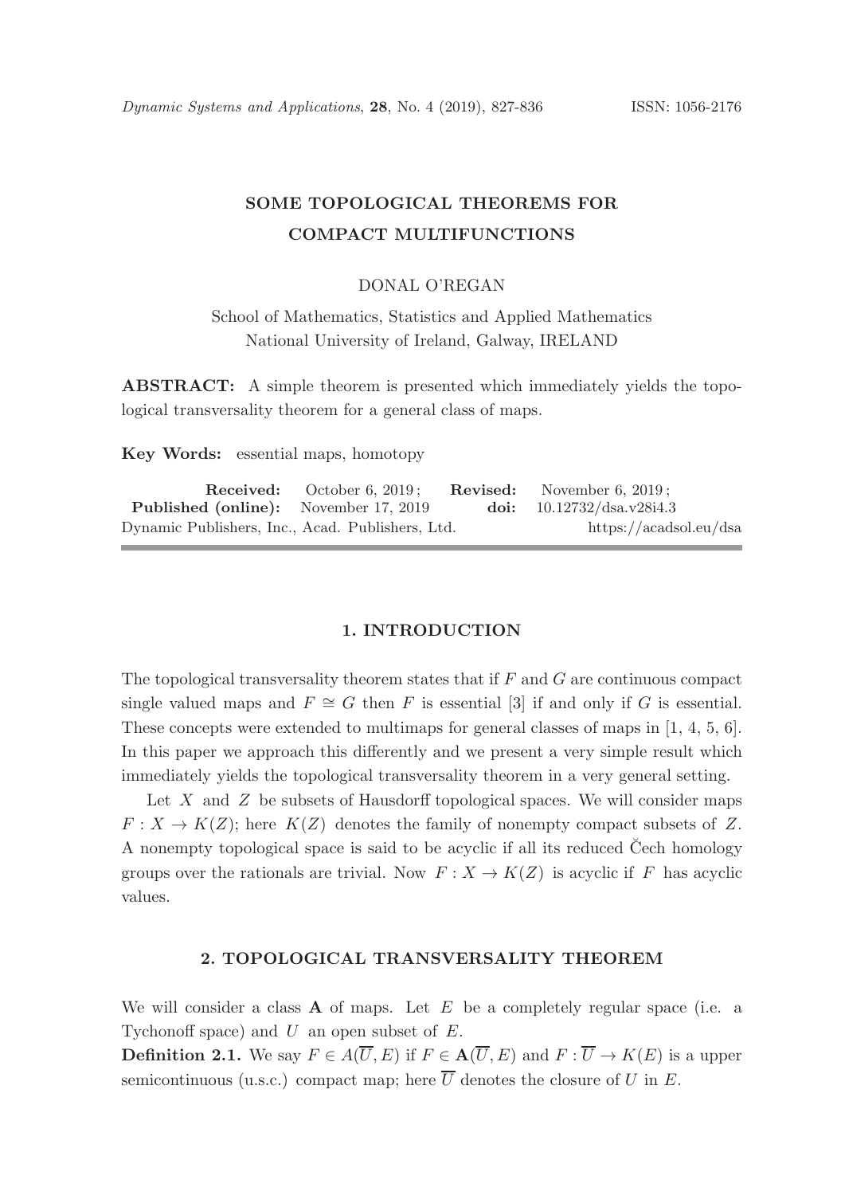# SOME TOPOLOGICAL THEOREMS FOR COMPACT MULTIFUNCTIONS

DONAL O'REGAN

School of Mathematics, Statistics and Applied Mathematics
National University of Ireland, Galway, IRELAND

**ABSTRACT:** A simple theorem is presented which immediately yields the topological transversality theorem for a general class of maps.

**Key Words:** essential maps, homotopy

| **Received:** | October 6, 2019 ; | **Revised:** | November 6, 2019 ; |
|---|---|---|---|
| **Published (online):** | November 17, 2019 | **doi:** | 10.12732/dsa.v28i4.3 |

Dynamic Publishers, Inc., Acad. Publishers, Ltd. https://acadsol.eu/dsa

## 1. INTRODUCTION

The topological transversality theorem states that if $F$ and $G$ are continuous compact single valued maps and $F \cong G$ then $F$ is essential [3] if and only if $G$ is essential. These concepts were extended to multimaps for general classes of maps in [1, 4, 5, 6]. In this paper we approach this differently and we present a very simple result which immediately yields the topological transversality theorem in a very general setting.

Let $X$ and $Z$ be subsets of Hausdorff topological spaces. We will consider maps $F : X \to K(Z)$; here $K(Z)$ denotes the family of nonempty compact subsets of $Z$. A nonempty topological space is said to be acyclic if all its reduced Čech homology groups over the rationals are trivial. Now $F : X \to K(Z)$ is acyclic if $F$ has acyclic values.

## 2. TOPOLOGICAL TRANSVERSALITY THEOREM

We will consider a class $\mathbf{A}$ of maps. Let $E$ be a completely regular space (i.e. a Tychonoff space) and $U$ an open subset of $E$.

**Definition 2.1.** We say $F \in A(\overline{U}, E)$ if $F \in \mathbf{A}(\overline{U}, E)$ and $F : \overline{U} \to K(E)$ is a upper semicontinuous (u.s.c.) compact map; here $\overline{U}$ denotes the closure of $U$ in $E$.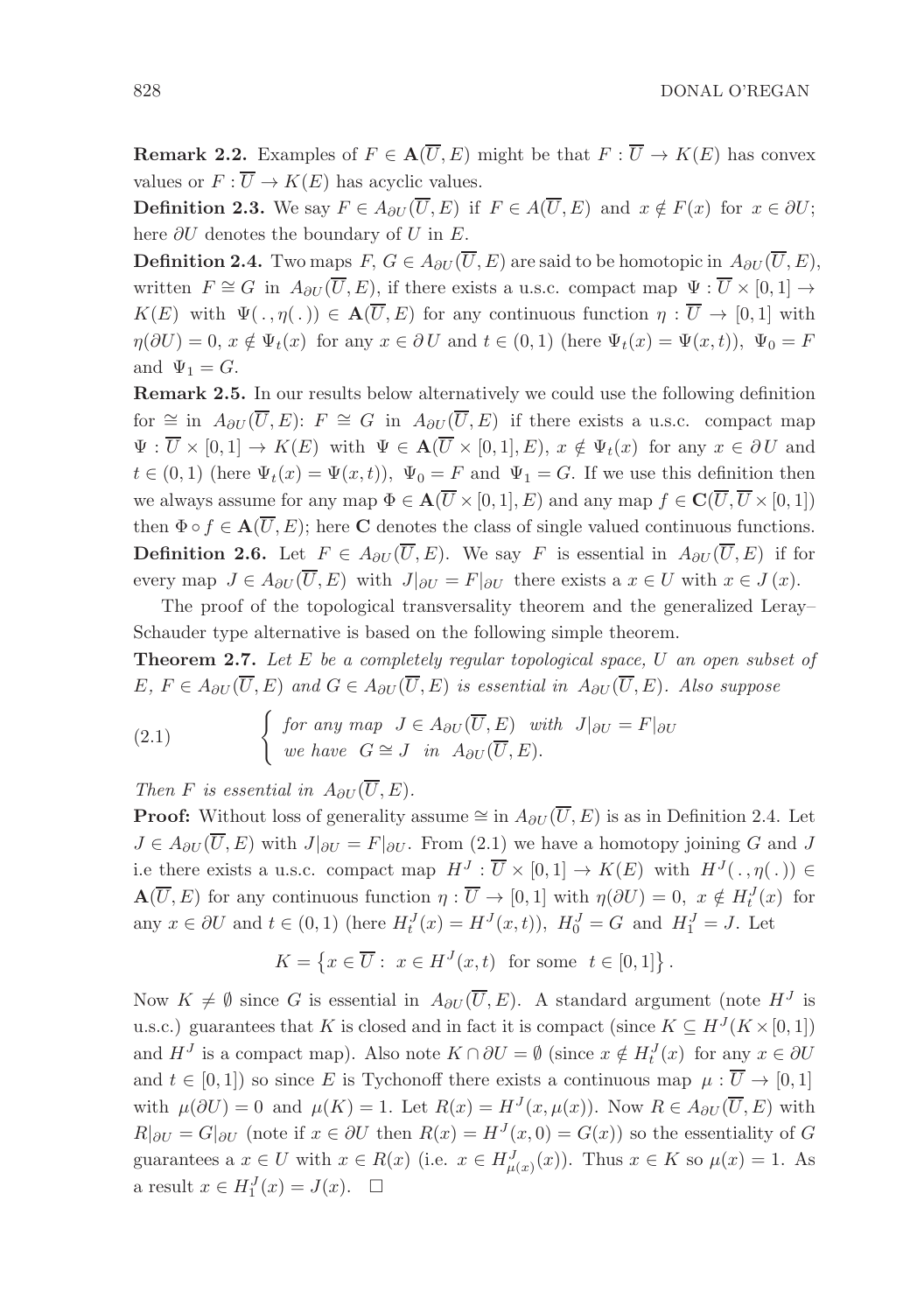**Remark 2.2.** Examples of $F \in \mathbf{A}(\overline{U}, E)$ might be that $F : \overline{U} \to K(E)$ has convex values or $F : \overline{U} \to K(E)$ has acyclic values.

**Definition 2.3.** We say $F \in A_{\partial U}(\overline{U}, E)$ if $F \in A(\overline{U}, E)$ and $x \notin F(x)$ for $x \in \partial U$; here $\partial U$ denotes the boundary of $U$ in $E$.

**Definition 2.4.** Two maps $F, G \in A_{\partial U}(\overline{U}, E)$ are said to be homotopic in $A_{\partial U}(\overline{U}, E)$, written $F \cong G$ in $A_{\partial U}(\overline{U}, E)$, if there exists a u.s.c. compact map $\Psi : \overline{U} \times [0,1] \to K(E)$ with $\Psi(\,.\,, \eta(\,.\,)) \in \mathbf{A}(\overline{U}, E)$ for any continuous function $\eta : \overline{U} \to [0,1]$ with $\eta(\partial U) = 0$, $x \notin \Psi_t(x)$ for any $x \in \partial U$ and $t \in (0,1)$ (here $\Psi_t(x) = \Psi(x,t)$), $\Psi_0 = F$ and $\Psi_1 = G$.

**Remark 2.5.** In our results below alternatively we could use the following definition for $\cong$ in $A_{\partial U}(\overline{U}, E)$: $F \cong G$ in $A_{\partial U}(\overline{U}, E)$ if there exists a u.s.c. compact map $\Psi : \overline{U} \times [0,1] \to K(E)$ with $\Psi \in \mathbf{A}(\overline{U} \times [0,1], E)$, $x \notin \Psi_t(x)$ for any $x \in \partial U$ and $t \in (0,1)$ (here $\Psi_t(x) = \Psi(x,t)$), $\Psi_0 = F$ and $\Psi_1 = G$. If we use this definition then we always assume for any map $\Phi \in \mathbf{A}(\overline{U} \times [0,1], E)$ and any map $f \in \mathbf{C}(\overline{U}, \overline{U} \times [0,1])$ then $\Phi \circ f \in \mathbf{A}(\overline{U}, E)$; here $\mathbf{C}$ denotes the class of single valued continuous functions.

**Definition 2.6.** Let $F \in A_{\partial U}(\overline{U}, E)$. We say $F$ is essential in $A_{\partial U}(\overline{U}, E)$ if for every map $J \in A_{\partial U}(\overline{U}, E)$ with $J|_{\partial U} = F|_{\partial U}$ there exists a $x \in U$ with $x \in J(x)$.

The proof of the topological transversality theorem and the generalized Leray–Schauder type alternative is based on the following simple theorem.

**Theorem 2.7.** *Let $E$ be a completely regular topological space, $U$ an open subset of $E$, $F \in A_{\partial U}(\overline{U}, E)$ and $G \in A_{\partial U}(\overline{U}, E)$ is essential in $A_{\partial U}(\overline{U}, E)$. Also suppose*

$$
(2.1) \qquad \begin{cases} \text{for any map } \; J \in A_{\partial U}(\overline{U}, E) \; \text{ with } \; J|_{\partial U} = F|_{\partial U} \\ \text{we have } \; G \cong J \; \text{ in } \; A_{\partial U}(\overline{U}, E). \end{cases}
$$

*Then $F$ is essential in $A_{\partial U}(\overline{U}, E)$.*

**Proof:** Without loss of generality assume $\cong$ in $A_{\partial U}(\overline{U}, E)$ is as in Definition 2.4. Let $J \in A_{\partial U}(\overline{U}, E)$ with $J|_{\partial U} = F|_{\partial U}$. From (2.1) we have a homotopy joining $G$ and $J$ i.e there exists a u.s.c. compact map $H^J : \overline{U} \times [0,1] \to K(E)$ with $H^J(\,.\,, \eta(\,.\,)) \in \mathbf{A}(\overline{U}, E)$ for any continuous function $\eta : \overline{U} \to [0,1]$ with $\eta(\partial U) = 0$, $x \notin H^J_t(x)$ for any $x \in \partial U$ and $t \in (0,1)$ (here $H^J_t(x) = H^J(x,t)$), $H^J_0 = G$ and $H^J_1 = J$. Let

$$
K = \left\{ x \in \overline{U} : \; x \in H^J(x,t) \; \text{ for some } \; t \in [0,1] \right\}.
$$

Now $K \neq \emptyset$ since $G$ is essential in $A_{\partial U}(\overline{U}, E)$. A standard argument (note $H^J$ is u.s.c.) guarantees that $K$ is closed and in fact it is compact (since $K \subseteq H^J(K \times [0,1])$ and $H^J$ is a compact map). Also note $K \cap \partial U = \emptyset$ (since $x \notin H^J_t(x)$ for any $x \in \partial U$ and $t \in [0,1]$) so since $E$ is Tychonoff there exists a continuous map $\mu : \overline{U} \to [0,1]$ with $\mu(\partial U) = 0$ and $\mu(K) = 1$. Let $R(x) = H^J(x, \mu(x))$. Now $R \in A_{\partial U}(\overline{U}, E)$ with $R|_{\partial U} = G|_{\partial U}$ (note if $x \in \partial U$ then $R(x) = H^J(x,0) = G(x)$) so the essentiality of $G$ guarantees a $x \in U$ with $x \in R(x)$ (i.e. $x \in H^J_{\mu(x)}(x)$). Thus $x \in K$ so $\mu(x) = 1$. As a result $x \in H^J_1(x) = J(x)$. $\square$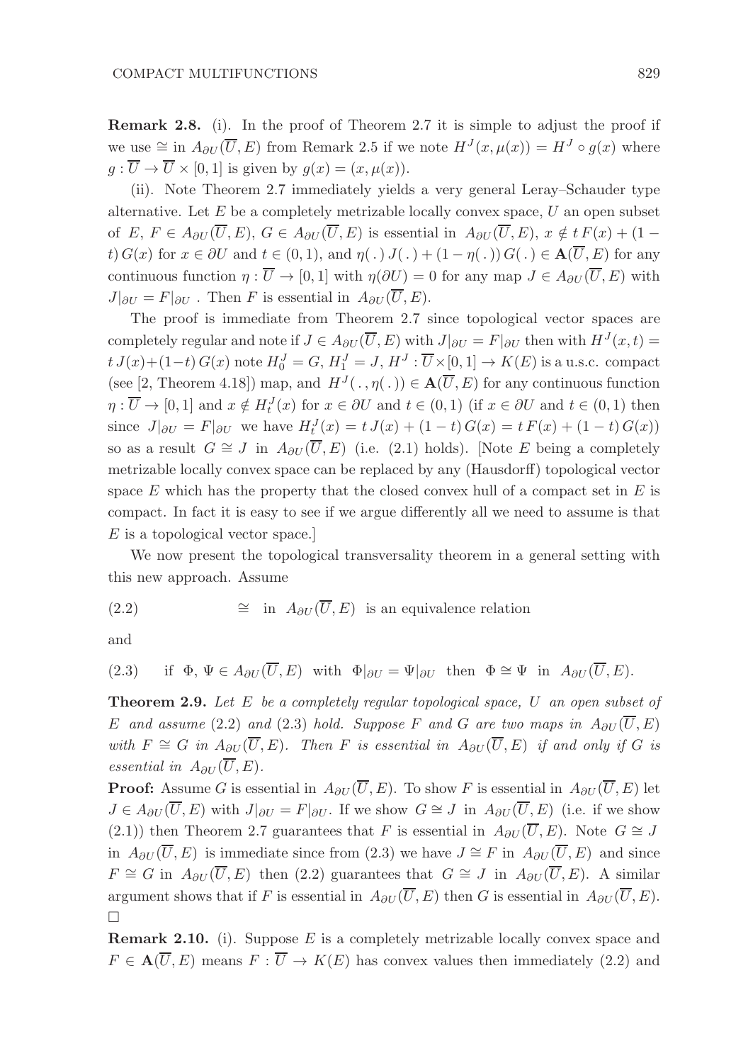**Remark 2.8.** (i). In the proof of Theorem 2.7 it is simple to adjust the proof if we use $\cong$ in $A_{\partial U}(\overline{U}, E)$ from Remark 2.5 if we note $H^J(x, \mu(x)) = H^J \circ g(x)$ where $g : \overline{U} \to \overline{U} \times [0,1]$ is given by $g(x) = (x, \mu(x))$.

(ii). Note Theorem 2.7 immediately yields a very general Leray–Schauder type alternative. Let $E$ be a completely metrizable locally convex space, $U$ an open subset of $E$, $F \in A_{\partial U}(\overline{U}, E)$, $G \in A_{\partial U}(\overline{U}, E)$ is essential in $A_{\partial U}(\overline{U}, E)$, $x \notin t\,F(x) + (1 - t)\,G(x)$ for $x \in \partial U$ and $t \in (0,1)$, and $\eta(\,.\,)\,J(\,.\,) + (1 - \eta(\,.\,))\,G(\,.\,) \in \mathbf{A}(\overline{U}, E)$ for any continuous function $\eta : \overline{U} \to [0,1]$ with $\eta(\partial U) = 0$ for any map $J \in A_{\partial U}(\overline{U}, E)$ with $J|_{\partial U} = F|_{\partial U}$ . Then $F$ is essential in $A_{\partial U}(\overline{U}, E)$.

The proof is immediate from Theorem 2.7 since topological vector spaces are completely regular and note if $J \in A_{\partial U}(\overline{U}, E)$ with $J|_{\partial U} = F|_{\partial U}$ then with $H^J(x,t) = t\,J(x) + (1-t)\,G(x)$ note $H^J_0 = G$, $H^J_1 = J$, $H^J : \overline{U} \times [0,1] \to K(E)$ is a u.s.c. compact (see [2, Theorem 4.18]) map, and $H^J(\,.\,, \eta(\,.\,)) \in \mathbf{A}(\overline{U}, E)$ for any continuous function $\eta : \overline{U} \to [0,1]$ and $x \notin H^J_t(x)$ for $x \in \partial U$ and $t \in (0,1)$ (if $x \in \partial U$ and $t \in (0,1)$ then since $J|_{\partial U} = F|_{\partial U}$ we have $H^J_t(x) = t\,J(x) + (1-t)\,G(x) = t\,F(x) + (1-t)\,G(x)$) so as a result $G \cong J$ in $A_{\partial U}(\overline{U}, E)$ (i.e. (2.1) holds). [Note $E$ being a completely metrizable locally convex space can be replaced by any (Hausdorff) topological vector space $E$ which has the property that the closed convex hull of a compact set in $E$ is compact. In fact it is easy to see if we argue differently all we need to assume is that $E$ is a topological vector space.]

We now present the topological transversality theorem in a general setting with this new approach. Assume

$$\cong \text{ in } A_{\partial U}(\overline{U}, E) \text{ is an equivalence relation} \tag{2.2}$$

and

$$\text{if } \Phi, \Psi \in A_{\partial U}(\overline{U}, E) \text{ with } \Phi|_{\partial U} = \Psi|_{\partial U} \text{ then } \Phi \cong \Psi \text{ in } A_{\partial U}(\overline{U}, E). \tag{2.3}$$

**Theorem 2.9.** *Let $E$ be a completely regular topological space, $U$ an open subset of $E$ and assume* (2.2) *and* (2.3) *hold. Suppose $F$ and $G$ are two maps in $A_{\partial U}(\overline{U}, E)$ with $F \cong G$ in $A_{\partial U}(\overline{U}, E)$. Then $F$ is essential in $A_{\partial U}(\overline{U}, E)$ if and only if $G$ is essential in $A_{\partial U}(\overline{U}, E)$.*

**Proof:** Assume $G$ is essential in $A_{\partial U}(\overline{U}, E)$. To show $F$ is essential in $A_{\partial U}(\overline{U}, E)$ let $J \in A_{\partial U}(\overline{U}, E)$ with $J|_{\partial U} = F|_{\partial U}$. If we show $G \cong J$ in $A_{\partial U}(\overline{U}, E)$ (i.e. if we show (2.1)) then Theorem 2.7 guarantees that $F$ is essential in $A_{\partial U}(\overline{U}, E)$. Note $G \cong J$ in $A_{\partial U}(\overline{U}, E)$ is immediate since from (2.3) we have $J \cong F$ in $A_{\partial U}(\overline{U}, E)$ and since $F \cong G$ in $A_{\partial U}(\overline{U}, E)$ then (2.2) guarantees that $G \cong J$ in $A_{\partial U}(\overline{U}, E)$. A similar argument shows that if $F$ is essential in $A_{\partial U}(\overline{U}, E)$ then $G$ is essential in $A_{\partial U}(\overline{U}, E)$. □

**Remark 2.10.** (i). Suppose $E$ is a completely metrizable locally convex space and $F \in \mathbf{A}(\overline{U}, E)$ means $F : \overline{U} \to K(E)$ has convex values then immediately (2.2) and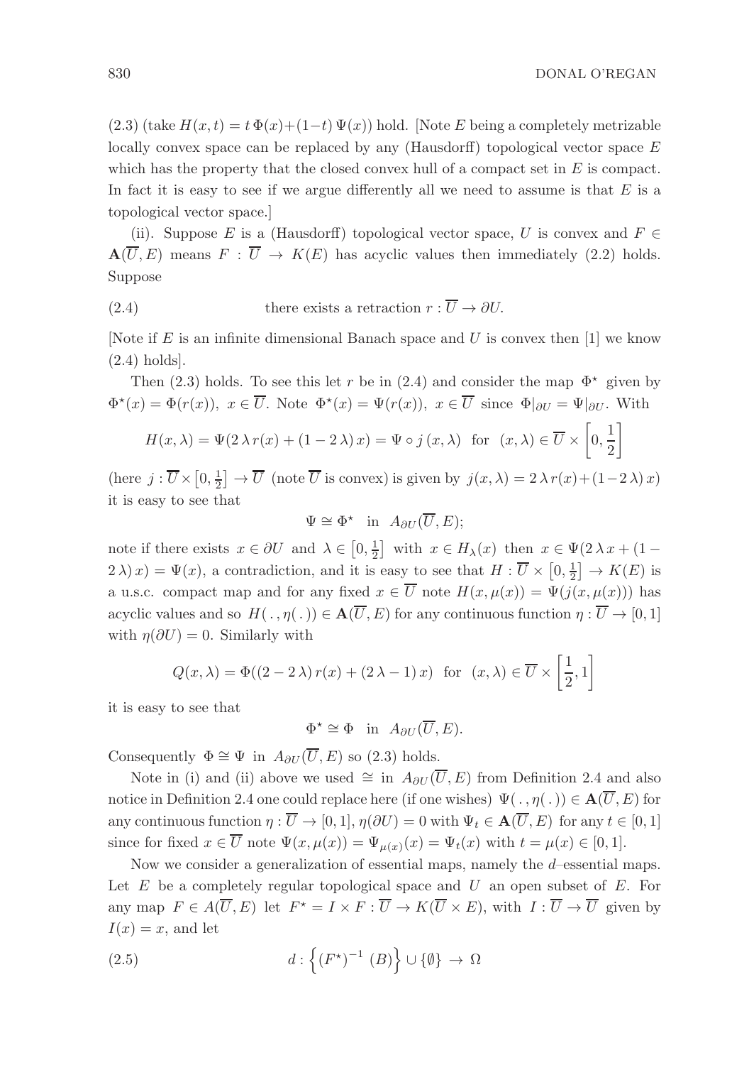(2.3) (take $H(x,t) = t\,\Phi(x) + (1-t)\,\Psi(x)$) hold. [Note $E$ being a completely metrizable locally convex space can be replaced by any (Hausdorff) topological vector space $E$ which has the property that the closed convex hull of a compact set in $E$ is compact. In fact it is easy to see if we argue differently all we need to assume is that $E$ is a topological vector space.]

(ii). Suppose $E$ is a (Hausdorff) topological vector space, $U$ is convex and $F \in \mathbf{A}(\overline{U}, E)$ means $F : \overline{U} \to K(E)$ has acyclic values then immediately (2.2) holds. Suppose

$$\text{there exists a retraction } r : \overline{U} \to \partial U. \tag{2.4}$$

[Note if $E$ is an infinite dimensional Banach space and $U$ is convex then [1] we know (2.4) holds].

Then (2.3) holds. To see this let $r$ be in (2.4) and consider the map $\Phi^\star$ given by $\Phi^\star(x) = \Phi(r(x)),\ x \in \overline{U}$. Note $\Phi^\star(x) = \Psi(r(x)),\ x \in \overline{U}$ since $\Phi|_{\partial U} = \Psi|_{\partial U}$. With

$$H(x,\lambda) = \Psi(2\,\lambda\, r(x) + (1 - 2\,\lambda)\, x) = \Psi \circ j\,(x,\lambda) \ \text{ for } \ (x,\lambda) \in \overline{U} \times \left[0, \frac{1}{2}\right]$$

(here $j : \overline{U} \times \left[0, \frac{1}{2}\right] \to \overline{U}$ (note $\overline{U}$ is convex) is given by $j(x,\lambda) = 2\,\lambda\, r(x) + (1-2\,\lambda)\, x$) it is easy to see that

$$\Psi \cong \Phi^\star \ \text{ in } \ A_{\partial U}(\overline{U}, E);$$

note if there exists $x \in \partial U$ and $\lambda \in \left[0, \frac{1}{2}\right]$ with $x \in H_\lambda(x)$ then $x \in \Psi(2\,\lambda\, x + (1 - 2\,\lambda)\, x) = \Psi(x)$, a contradiction, and it is easy to see that $H : \overline{U} \times \left[0, \frac{1}{2}\right] \to K(E)$ is a u.s.c. compact map and for any fixed $x \in \overline{U}$ note $H(x, \mu(x)) = \Psi(j(x, \mu(x)))$ has acyclic values and so $H(\,.\,, \eta(\,.\,)) \in \mathbf{A}(\overline{U}, E)$ for any continuous function $\eta : \overline{U} \to [0,1]$ with $\eta(\partial U) = 0$. Similarly with

$$Q(x,\lambda) = \Phi((2 - 2\,\lambda)\, r(x) + (2\,\lambda - 1)\, x) \ \text{ for } \ (x,\lambda) \in \overline{U} \times \left[\frac{1}{2}, 1\right]$$

it is easy to see that

$$\Phi^\star \cong \Phi \ \text{ in } \ A_{\partial U}(\overline{U}, E).$$

Consequently $\Phi \cong \Psi$ in $A_{\partial U}(\overline{U}, E)$ so (2.3) holds.

Note in (i) and (ii) above we used $\cong$ in $A_{\partial U}(\overline{U}, E)$ from Definition 2.4 and also notice in Definition 2.4 one could replace here (if one wishes) $\Psi(\,.\,, \eta(\,.\,)) \in \mathbf{A}(\overline{U}, E)$ for any continuous function $\eta : \overline{U} \to [0,1]$, $\eta(\partial U) = 0$ with $\Psi_t \in \mathbf{A}(\overline{U}, E)$ for any $t \in [0,1]$ since for fixed $x \in \overline{U}$ note $\Psi(x, \mu(x)) = \Psi_{\mu(x)}(x) = \Psi_t(x)$ with $t = \mu(x) \in [0,1]$.

Now we consider a generalization of essential maps, namely the $d$–essential maps. Let $E$ be a completely regular topological space and $U$ an open subset of $E$. For any map $F \in A(\overline{U}, E)$ let $F^\star = I \times F : \overline{U} \to K(\overline{U} \times E)$, with $I : \overline{U} \to \overline{U}$ given by $I(x) = x$, and let

$$d : \left\{ (F^\star)^{-1}\,(B) \right\} \cup \{\emptyset\} \to \Omega \tag{2.5}$$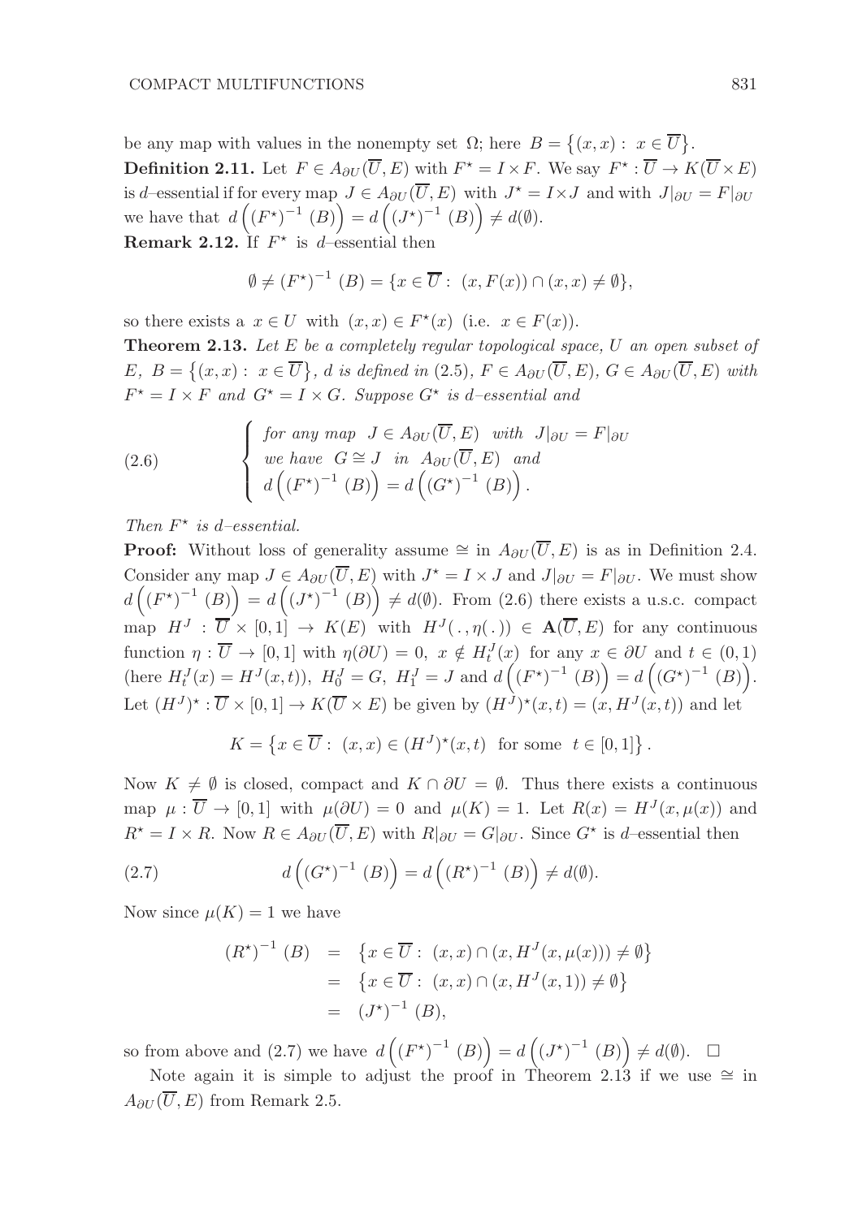be any map with values in the nonempty set $\Omega$; here $B = \{(x,x) : x \in \overline{U}\}$.

**Definition 2.11.** Let $F \in A_{\partial U}(\overline{U}, E)$ with $F^\star = I \times F$. We say $F^\star : \overline{U} \to K(\overline{U} \times E)$ is $d$–essential if for every map $J \in A_{\partial U}(\overline{U}, E)$ with $J^\star = I \times J$ and with $J|_{\partial U} = F|_{\partial U}$ we have that $d\left((F^\star)^{-1}(B)\right) = d\left((J^\star)^{-1}(B)\right) \neq d(\emptyset)$.

**Remark 2.12.** If $F^\star$ is $d$–essential then

$$\emptyset \neq (F^\star)^{-1}(B) = \{x \in \overline{U} : (x, F(x)) \cap (x,x) \neq \emptyset\},$$

so there exists a $x \in U$ with $(x,x) \in F^\star(x)$ (i.e. $x \in F(x)$).

**Theorem 2.13.** *Let $E$ be a completely regular topological space, $U$ an open subset of $E$, $B = \{(x,x) : x \in \overline{U}\}$, $d$ is defined in (2.5), $F \in A_{\partial U}(\overline{U}, E)$, $G \in A_{\partial U}(\overline{U}, E)$ with $F^\star = I \times F$ and $G^\star = I \times G$. Suppose $G^\star$ is $d$–essential and*

$$(2.6) \qquad \begin{cases} \text{for any map } J \in A_{\partial U}(\overline{U}, E) \text{ with } J|_{\partial U} = F|_{\partial U} \\ \text{we have } G \cong J \text{ in } A_{\partial U}(\overline{U}, E) \text{ and} \\ d\left((F^\star)^{-1}(B)\right) = d\left((G^\star)^{-1}(B)\right). \end{cases}$$

*Then $F^\star$ is $d$–essential.*

**Proof:** Without loss of generality assume $\cong$ in $A_{\partial U}(\overline{U}, E)$ is as in Definition 2.4. Consider any map $J \in A_{\partial U}(\overline{U}, E)$ with $J^\star = I \times J$ and $J|_{\partial U} = F|_{\partial U}$. We must show $d\left((F^\star)^{-1}(B)\right) = d\left((J^\star)^{-1}(B)\right) \neq d(\emptyset)$. From (2.6) there exists a u.s.c. compact map $H^J : \overline{U} \times [0,1] \to K(E)$ with $H^J(\,.\,, \eta(\,.\,)) \in \mathbf{A}(\overline{U}, E)$ for any continuous function $\eta : \overline{U} \to [0,1]$ with $\eta(\partial U) = 0$, $x \notin H^J_t(x)$ for any $x \in \partial U$ and $t \in (0,1)$ (here $H^J_t(x) = H^J(x,t)$), $H^J_0 = G$, $H^J_1 = J$ and $d\left((F^\star)^{-1}(B)\right) = d\left((G^\star)^{-1}(B)\right)$. Let $(H^J)^\star : \overline{U} \times [0,1] \to K(\overline{U} \times E)$ be given by $(H^J)^\star(x,t) = (x, H^J(x,t))$ and let

$$K = \left\{x \in \overline{U} : (x,x) \in (H^J)^\star(x,t) \text{ for some } t \in [0,1]\right\}.$$

Now $K \neq \emptyset$ is closed, compact and $K \cap \partial U = \emptyset$. Thus there exists a continuous map $\mu : \overline{U} \to [0,1]$ with $\mu(\partial U) = 0$ and $\mu(K) = 1$. Let $R(x) = H^J(x, \mu(x))$ and $R^\star = I \times R$. Now $R \in A_{\partial U}(\overline{U}, E)$ with $R|_{\partial U} = G|_{\partial U}$. Since $G^\star$ is $d$–essential then

$$(2.7) \qquad d\left((G^\star)^{-1}(B)\right) = d\left((R^\star)^{-1}(B)\right) \neq d(\emptyset).$$

Now since $\mu(K) = 1$ we have

$$\begin{aligned} (R^\star)^{-1}(B) &= \left\{x \in \overline{U} : (x,x) \cap (x, H^J(x, \mu(x))) \neq \emptyset\right\} \\ &= \left\{x \in \overline{U} : (x,x) \cap (x, H^J(x, 1)) \neq \emptyset\right\} \\ &= (J^\star)^{-1}(B), \end{aligned}$$

so from above and (2.7) we have $d\left((F^\star)^{-1}(B)\right) = d\left((J^\star)^{-1}(B)\right) \neq d(\emptyset)$. $\square$

Note again it is simple to adjust the proof in Theorem 2.13 if we use $\cong$ in $A_{\partial U}(\overline{U}, E)$ from Remark 2.5.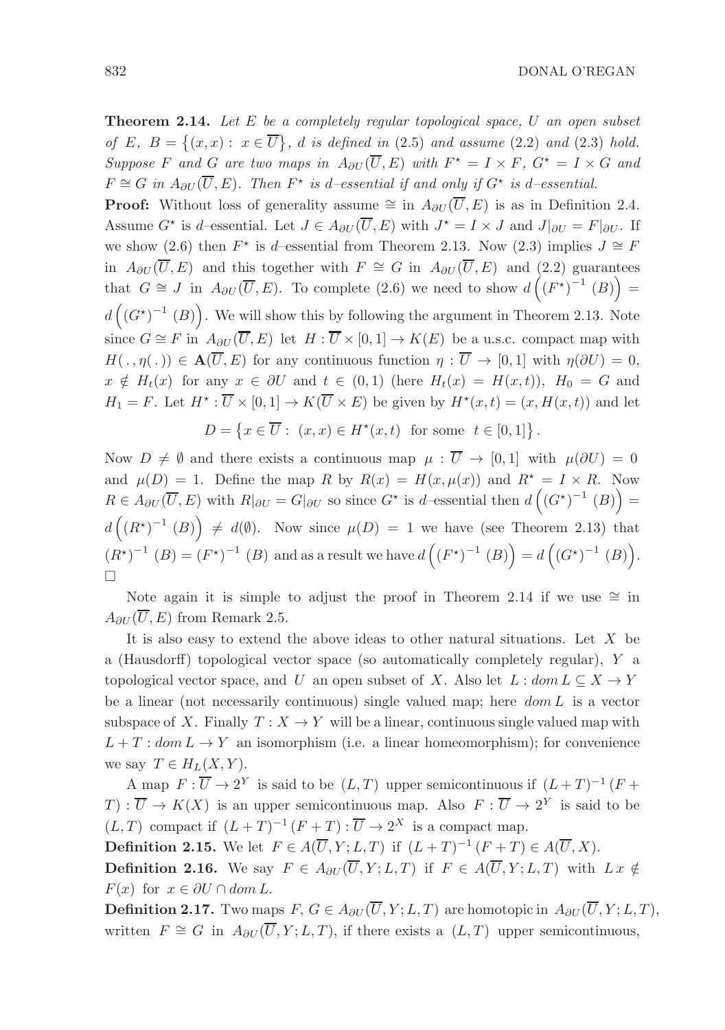**Theorem 2.14.** *Let $E$ be a completely regular topological space, $U$ an open subset of $E$, $B = \{(x,x) :\ x \in \overline{U}\}$, $d$ is defined in* (2.5) *and assume* (2.2) *and* (2.3) *hold. Suppose $F$ and $G$ are two maps in $A_{\partial U}(\overline{U},E)$ with $F^\star = I \times F$, $G^\star = I \times G$ and $F \cong G$ in $A_{\partial U}(\overline{U},E)$. Then $F^\star$ is $d$–essential if and only if $G^\star$ is $d$–essential.*

**Proof:** Without loss of generality assume $\cong$ in $A_{\partial U}(\overline{U},E)$ is as in Definition 2.4. Assume $G^\star$ is $d$–essential. Let $J \in A_{\partial U}(\overline{U},E)$ with $J^\star = I \times J$ and $J|_{\partial U} = F|_{\partial U}$. If we show (2.6) then $F^\star$ is $d$–essential from Theorem 2.13. Now (2.3) implies $J \cong F$ in $A_{\partial U}(\overline{U},E)$ and this together with $F \cong G$ in $A_{\partial U}(\overline{U},E)$ and (2.2) guarantees that $G \cong J$ in $A_{\partial U}(\overline{U},E)$. To complete (2.6) we need to show $d\left((F^\star)^{-1}(B)\right) = d\left((G^\star)^{-1}(B)\right)$. We will show this by following the argument in Theorem 2.13. Note since $G \cong F$ in $A_{\partial U}(\overline{U},E)$ let $H : \overline{U} \times [0,1] \to K(E)$ be a u.s.c. compact map with $H(\,.\,,\eta(\,.\,)) \in \mathbf{A}(\overline{U},E)$ for any continuous function $\eta : \overline{U} \to [0,1]$ with $\eta(\partial U) = 0$, $x \notin H_t(x)$ for any $x \in \partial U$ and $t \in (0,1)$ (here $H_t(x) = H(x,t)$), $H_0 = G$ and $H_1 = F$. Let $H^\star : \overline{U} \times [0,1] \to K(\overline{U} \times E)$ be given by $H^\star(x,t) = (x, H(x,t))$ and let

$$D = \left\{x \in \overline{U} :\ (x,x) \in H^\star(x,t) \ \text{ for some } \ t \in [0,1]\right\}.$$

Now $D \neq \emptyset$ and there exists a continuous map $\mu : \overline{U} \to [0,1]$ with $\mu(\partial U) = 0$ and $\mu(D) = 1$. Define the map $R$ by $R(x) = H(x,\mu(x))$ and $R^\star = I \times R$. Now $R \in A_{\partial U}(\overline{U},E)$ with $R|_{\partial U} = G|_{\partial U}$ so since $G^\star$ is $d$–essential then $d\left((G^\star)^{-1}(B)\right) = d\left((R^\star)^{-1}(B)\right) \neq d(\emptyset)$. Now since $\mu(D) = 1$ we have (see Theorem 2.13) that $(R^\star)^{-1}(B) = (F^\star)^{-1}(B)$ and as a result we have $d\left((F^\star)^{-1}(B)\right) = d\left((G^\star)^{-1}(B)\right)$. $\square$

Note again it is simple to adjust the proof in Theorem 2.14 if we use $\cong$ in $A_{\partial U}(\overline{U},E)$ from Remark 2.5.

It is also easy to extend the above ideas to other natural situations. Let $X$ be a (Hausdorff) topological vector space (so automatically completely regular), $Y$ a topological vector space, and $U$ an open subset of $X$. Also let $L : dom\, L \subseteq X \to Y$ be a linear (not necessarily continuous) single valued map; here $dom\, L$ is a vector subspace of $X$. Finally $T : X \to Y$ will be a linear, continuous single valued map with $L + T : dom\, L \to Y$ an isomorphism (i.e. a linear homeomorphism); for convenience we say $T \in H_L(X,Y)$.

A map $F : \overline{U} \to 2^Y$ is said to be $(L,T)$ upper semicontinuous if $(L+T)^{-1}(F + T) : \overline{U} \to K(X)$ is an upper semicontinuous map. Also $F : \overline{U} \to 2^Y$ is said to be $(L,T)$ compact if $(L+T)^{-1}(F+T) : \overline{U} \to 2^X$ is a compact map.

**Definition 2.15.** We let $F \in A(\overline{U},Y;L,T)$ if $(L+T)^{-1}(F+T) \in A(\overline{U},X)$.

**Definition 2.16.** We say $F \in A_{\partial U}(\overline{U},Y;L,T)$ if $F \in A(\overline{U},Y;L,T)$ with $L\,x \notin F(x)$ for $x \in \partial U \cap dom\, L$.

**Definition 2.17.** Two maps $F, G \in A_{\partial U}(\overline{U},Y;L,T)$ are homotopic in $A_{\partial U}(\overline{U},Y;L,T)$, written $F \cong G$ in $A_{\partial U}(\overline{U},Y;L,T)$, if there exists a $(L,T)$ upper semicontinuous,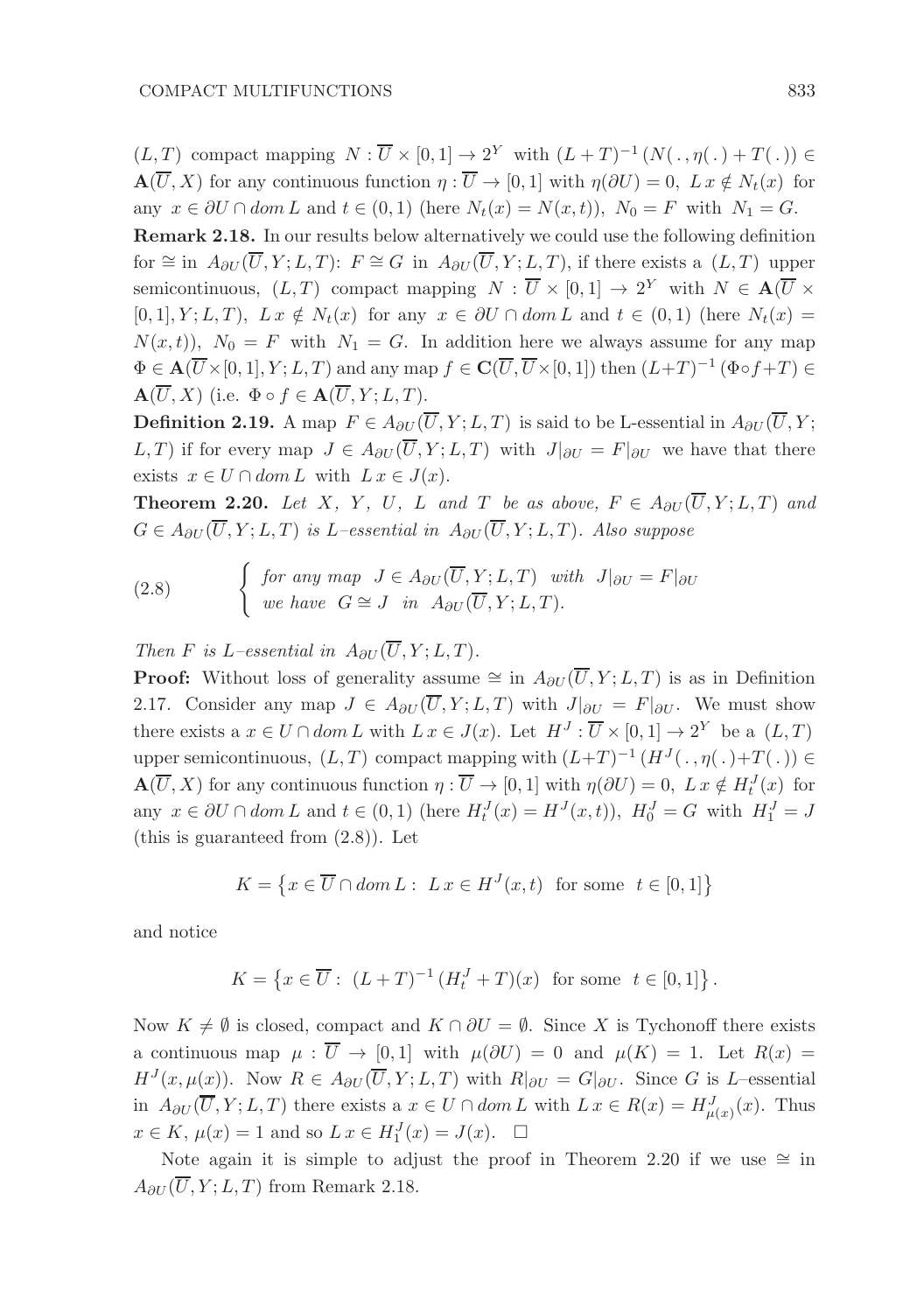$(L,T)$ compact mapping $N : \overline{U} \times [0,1] \to 2^Y$ with $(L+T)^{-1}(N(\,.\,,\eta(\,.\,)+T(\,.\,)) \in \mathbf{A}(\overline{U}, X)$ for any continuous function $\eta : \overline{U} \to [0,1]$ with $\eta(\partial U) = 0$, $L\,x \notin N_t(x)$ for any $x \in \partial U \cap dom\, L$ and $t \in (0,1)$ (here $N_t(x) = N(x,t)$), $N_0 = F$ with $N_1 = G$.

**Remark 2.18.** In our results below alternatively we could use the following definition for $\cong$ in $A_{\partial U}(\overline{U}, Y; L, T)$: $F \cong G$ in $A_{\partial U}(\overline{U}, Y; L, T)$, if there exists a $(L,T)$ upper semicontinuous, $(L,T)$ compact mapping $N : \overline{U} \times [0,1] \to 2^Y$ with $N \in \mathbf{A}(\overline{U} \times [0,1], Y; L, T)$, $L\,x \notin N_t(x)$ for any $x \in \partial U \cap dom\, L$ and $t \in (0,1)$ (here $N_t(x) = N(x,t)$), $N_0 = F$ with $N_1 = G$. In addition here we always assume for any map $\Phi \in \mathbf{A}(\overline{U} \times [0,1], Y; L, T)$ and any map $f \in \mathbf{C}(\overline{U}, \overline{U} \times [0,1])$ then $(L+T)^{-1}(\Phi \circ f + T) \in \mathbf{A}(\overline{U}, X)$ (i.e. $\Phi \circ f \in \mathbf{A}(\overline{U}, Y; L, T)$.

**Definition 2.19.** A map $F \in A_{\partial U}(\overline{U}, Y; L, T)$ is said to be L-essential in $A_{\partial U}(\overline{U}, Y; L, T)$ if for every map $J \in A_{\partial U}(\overline{U}, Y; L, T)$ with $J|_{\partial U} = F|_{\partial U}$ we have that there exists $x \in U \cap dom\, L$ with $L\,x \in J(x)$.

**Theorem 2.20.** *Let $X$, $Y$, $U$, $L$ and $T$ be as above, $F \in A_{\partial U}(\overline{U}, Y; L, T)$ and $G \in A_{\partial U}(\overline{U}, Y; L, T)$ is $L$–essential in $A_{\partial U}(\overline{U}, Y; L, T)$. Also suppose*

$$
(2.8) \qquad \left\{ \begin{array}{l} \textit{for any map } J \in A_{\partial U}(\overline{U}, Y; L, T) \textit{ with } J|_{\partial U} = F|_{\partial U} \\ \textit{we have } G \cong J \textit{ in } A_{\partial U}(\overline{U}, Y; L, T). \end{array} \right.
$$

*Then $F$ is $L$–essential in $A_{\partial U}(\overline{U}, Y; L, T)$.*

**Proof:** Without loss of generality assume $\cong$ in $A_{\partial U}(\overline{U}, Y; L, T)$ is as in Definition 2.17. Consider any map $J \in A_{\partial U}(\overline{U}, Y; L, T)$ with $J|_{\partial U} = F|_{\partial U}$. We must show there exists a $x \in U \cap dom\, L$ with $L\,x \in J(x)$. Let $H^J : \overline{U} \times [0,1] \to 2^Y$ be a $(L,T)$ upper semicontinuous, $(L,T)$ compact mapping with $(L+T)^{-1}(H^J(\,.\,,\eta(\,.\,)+T(\,.\,)) \in \mathbf{A}(\overline{U}, X)$ for any continuous function $\eta : \overline{U} \to [0,1]$ with $\eta(\partial U) = 0$, $L\,x \notin H^J_t(x)$ for any $x \in \partial U \cap dom\, L$ and $t \in (0,1)$ (here $H^J_t(x) = H^J(x,t)$), $H^J_0 = G$ with $H^J_1 = J$ (this is guaranteed from (2.8)). Let

$$
K = \left\{ x \in \overline{U} \cap dom\, L : \ L\,x \in H^J(x,t) \ \text{ for some } \ t \in [0,1] \right\}
$$

and notice

$$
K = \left\{ x \in \overline{U} : \ (L+T)^{-1}(H^J_t + T)(x) \ \text{ for some } \ t \in [0,1] \right\}.
$$

Now $K \neq \emptyset$ is closed, compact and $K \cap \partial U = \emptyset$. Since $X$ is Tychonoff there exists a continuous map $\mu : \overline{U} \to [0,1]$ with $\mu(\partial U) = 0$ and $\mu(K) = 1$. Let $R(x) = H^J(x, \mu(x))$. Now $R \in A_{\partial U}(\overline{U}, Y; L, T)$ with $R|_{\partial U} = G|_{\partial U}$. Since $G$ is $L$–essential in $A_{\partial U}(\overline{U}, Y; L, T)$ there exists a $x \in U \cap dom\, L$ with $L\,x \in R(x) = H^J_{\mu(x)}(x)$. Thus $x \in K$, $\mu(x) = 1$ and so $L\,x \in H^J_1(x) = J(x)$. $\square$

Note again it is simple to adjust the proof in Theorem 2.20 if we use $\cong$ in $A_{\partial U}(\overline{U}, Y; L, T)$ from Remark 2.18.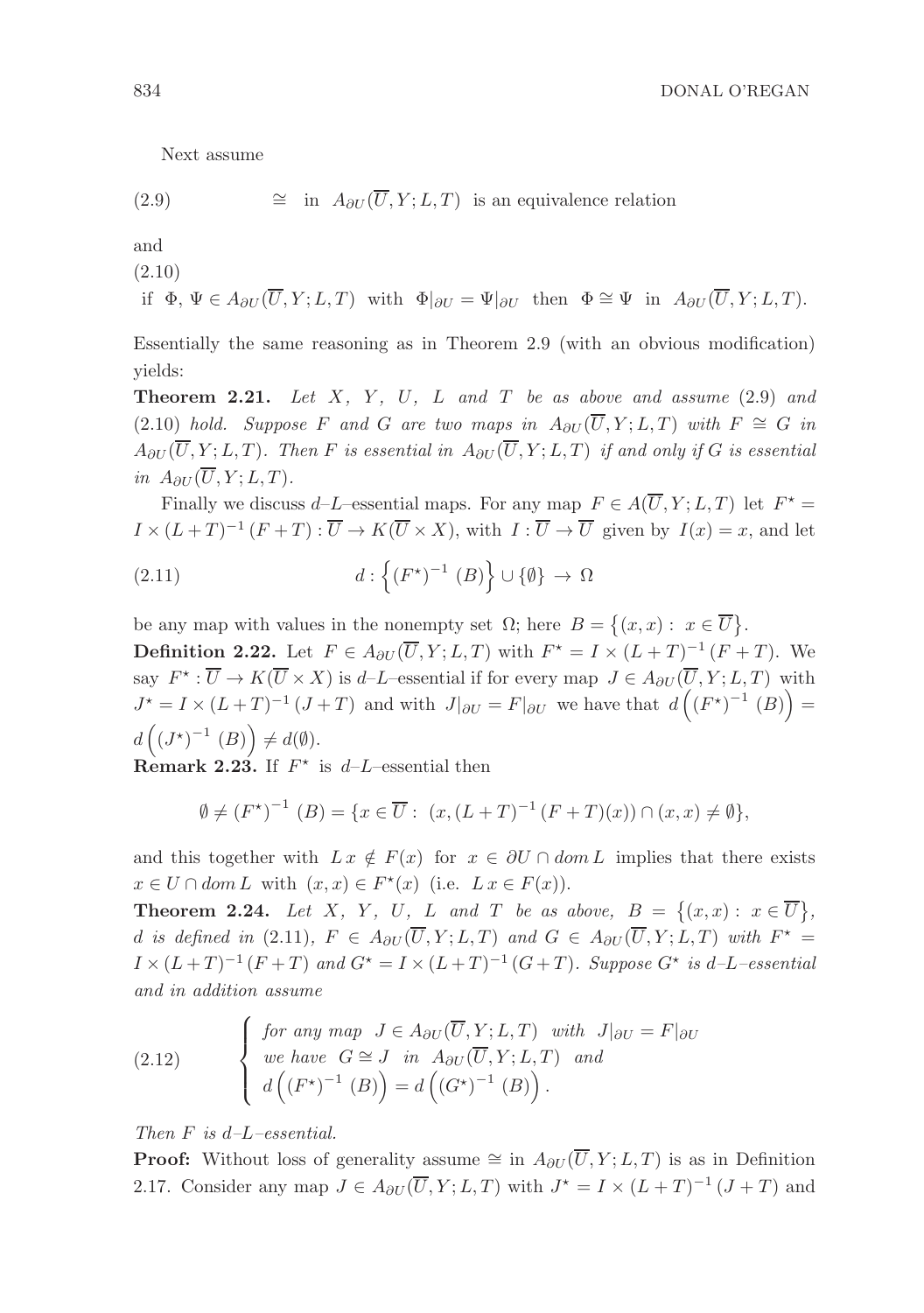Next assume

$$\cong \text{ in } A_{\partial U}(\overline{U}, Y; L, T) \text{ is an equivalence relation} \tag{2.9}$$

and

(2.10)

$$\text{if } \Phi,\, \Psi \in A_{\partial U}(\overline{U}, Y; L, T) \text{ with } \Phi|_{\partial U} = \Psi|_{\partial U} \text{ then } \Phi \cong \Psi \text{ in } A_{\partial U}(\overline{U}, Y; L, T).$$

Essentially the same reasoning as in Theorem 2.9 (with an obvious modification) yields:

**Theorem 2.21.** *Let $X$, $Y$, $U$, $L$ and $T$ be as above and assume* (2.9) *and* (2.10) *hold. Suppose $F$ and $G$ are two maps in $A_{\partial U}(\overline{U}, Y; L, T)$ with $F \cong G$ in $A_{\partial U}(\overline{U}, Y; L, T)$. Then $F$ is essential in $A_{\partial U}(\overline{U}, Y; L, T)$ if and only if $G$ is essential in $A_{\partial U}(\overline{U}, Y; L, T)$.*

Finally we discuss $d$–$L$–essential maps. For any map $F \in A(\overline{U}, Y; L, T)$ let $F^\star = I \times (L+T)^{-1}(F+T) : \overline{U} \to K(\overline{U} \times X)$, with $I : \overline{U} \to \overline{U}$ given by $I(x) = x$, and let

$$d : \left\{ (F^\star)^{-1}\,(B) \right\} \cup \{\emptyset\} \to \Omega \tag{2.11}$$

be any map with values in the nonempty set $\Omega$; here $B = \left\{ (x,x) :\ x \in \overline{U} \right\}$.

**Definition 2.22.** Let $F \in A_{\partial U}(\overline{U}, Y; L, T)$ with $F^\star = I \times (L+T)^{-1}(F+T)$. We say $F^\star : \overline{U} \to K(\overline{U} \times X)$ is $d$–$L$–essential if for every map $J \in A_{\partial U}(\overline{U}, Y; L, T)$ with $J^\star = I \times (L+T)^{-1}(J+T)$ and with $J|_{\partial U} = F|_{\partial U}$ we have that $d\left( (F^\star)^{-1}\,(B) \right) = d\left( (J^\star)^{-1}\,(B) \right) \neq d(\emptyset)$.

**Remark 2.23.** If $F^\star$ is $d$–$L$–essential then

$$\emptyset \neq (F^\star)^{-1}\,(B) = \{ x \in \overline{U} :\ (x, (L+T)^{-1}(F+T)(x)) \cap (x,x) \neq \emptyset \},$$

and this together with $L\,x \notin F(x)$ for $x \in \partial U \cap dom\,L$ implies that there exists $x \in U \cap dom\,L$ with $(x,x) \in F^\star(x)$ (i.e. $L\,x \in F(x)$).

**Theorem 2.24.** *Let $X$, $Y$, $U$, $L$ and $T$ be as above, $B = \left\{ (x,x) :\ x \in \overline{U} \right\}$, $d$ is defined in* (2.11)*, $F \in A_{\partial U}(\overline{U}, Y; L, T)$ and $G \in A_{\partial U}(\overline{U}, Y; L, T)$ with $F^\star = I \times (L+T)^{-1}(F+T)$ and $G^\star = I \times (L+T)^{-1}(G+T)$. Suppose $G^\star$ is $d$–$L$–essential and in addition assume*

$$\begin{cases} \text{for any map } J \in A_{\partial U}(\overline{U}, Y; L, T) \text{ with } J|_{\partial U} = F|_{\partial U} \\ \text{we have } G \cong J \text{ in } A_{\partial U}(\overline{U}, Y; L, T) \text{ and} \\ d\left( (F^\star)^{-1}\,(B) \right) = d\left( (G^\star)^{-1}\,(B) \right). \end{cases} \tag{2.12}$$

*Then $F$ is $d$–$L$–essential.*

**Proof:** Without loss of generality assume $\cong$ in $A_{\partial U}(\overline{U}, Y; L, T)$ is as in Definition 2.17. Consider any map $J \in A_{\partial U}(\overline{U}, Y; L, T)$ with $J^\star = I \times (L+T)^{-1}(J+T)$ and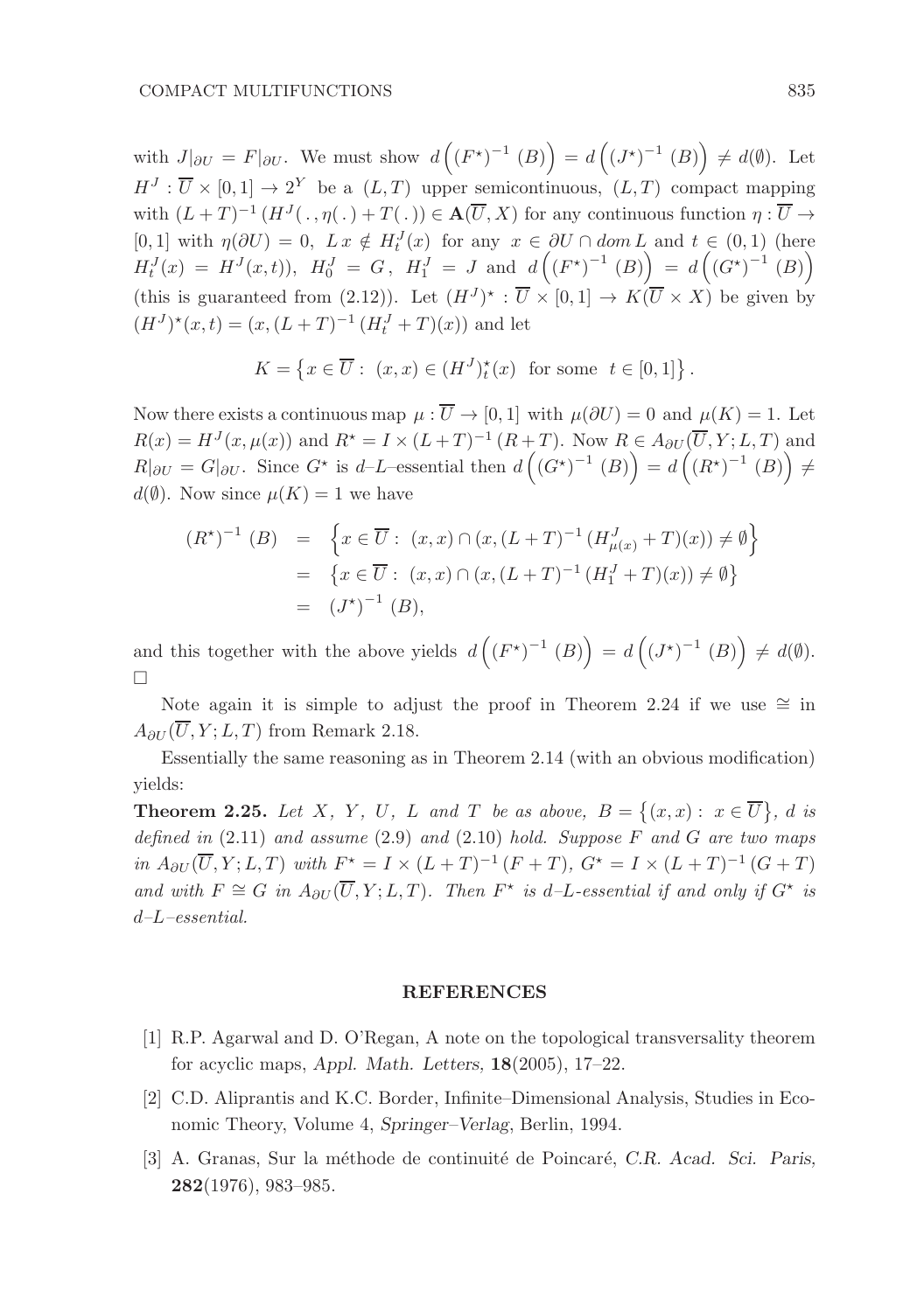with $J|_{\partial U} = F|_{\partial U}$. We must show $d\left((F^\star)^{-1}(B)\right) = d\left((J^\star)^{-1}(B)\right) \neq d(\emptyset)$. Let $H^J : \overline{U} \times [0,1] \to 2^Y$ be a $(L,T)$ upper semicontinuous, $(L,T)$ compact mapping with $(L+T)^{-1}(H^J(\,.\,, \eta(\,.\,)) + T(\,.\,)) \in \mathbf{A}(\overline{U}, X)$ for any continuous function $\eta : \overline{U} \to [0,1]$ with $\eta(\partial U) = 0$, $Lx \notin H^J_t(x)$ for any $x \in \partial U \cap dom\, L$ and $t \in (0,1)$ (here $H^J_t(x) = H^J(x,t))$, $H^J_0 = G$, $H^J_1 = J$ and $d\left((F^\star)^{-1}(B)\right) = d\left((G^\star)^{-1}(B)\right)$ (this is guaranteed from (2.12)). Let $(H^J)^\star : \overline{U} \times [0,1] \to K(\overline{U} \times X)$ be given by $(H^J)^\star(x,t) = (x, (L+T)^{-1}(H^J_t + T)(x))$ and let

$$K = \left\{x \in \overline{U} :\ (x,x) \in (H^J)^\star_t(x) \ \text{ for some } \ t \in [0,1]\right\}.$$

Now there exists a continuous map $\mu : \overline{U} \to [0,1]$ with $\mu(\partial U) = 0$ and $\mu(K) = 1$. Let $R(x) = H^J(x, \mu(x))$ and $R^\star = I \times (L+T)^{-1}(R+T)$. Now $R \in A_{\partial U}(\overline{U}, Y; L, T)$ and $R|_{\partial U} = G|_{\partial U}$. Since $G^\star$ is $d$–$L$–essential then $d\left((G^\star)^{-1}(B)\right) = d\left((R^\star)^{-1}(B)\right) \neq d(\emptyset)$. Now since $\mu(K) = 1$ we have

$$\begin{aligned}
(R^\star)^{-1}(B) &= \left\{x \in \overline{U} :\ (x,x) \cap (x, (L+T)^{-1}(H^J_{\mu(x)} + T)(x)) \neq \emptyset\right\} \\
&= \left\{x \in \overline{U} :\ (x,x) \cap (x, (L+T)^{-1}(H^J_1 + T)(x)) \neq \emptyset\right\} \\
&= (J^\star)^{-1}(B),
\end{aligned}$$

and this together with the above yields $d\left((F^\star)^{-1}(B)\right) = d\left((J^\star)^{-1}(B)\right) \neq d(\emptyset)$. □

Note again it is simple to adjust the proof in Theorem 2.24 if we use $\cong$ in $A_{\partial U}(\overline{U}, Y; L, T)$ from Remark 2.18.

Essentially the same reasoning as in Theorem 2.14 (with an obvious modification) yields:

**Theorem 2.25.** *Let $X$, $Y$, $U$, $L$ and $T$ be as above, $B = \left\{(x,x) :\ x \in \overline{U}\right\}$, $d$ is defined in* (2.11) *and assume* (2.9) *and* (2.10) *hold. Suppose $F$ and $G$ are two maps in $A_{\partial U}(\overline{U}, Y; L, T)$ with $F^\star = I \times (L+T)^{-1}(F+T)$, $G^\star = I \times (L+T)^{-1}(G+T)$ and with $F \cong G$ in $A_{\partial U}(\overline{U}, Y; L, T)$. Then $F^\star$ is $d$–$L$-essential if and only if $G^\star$ is $d$–$L$–essential.*

## REFERENCES

[1] R.P. Agarwal and D. O'Regan, A note on the topological transversality theorem for acyclic maps, *Appl. Math. Letters,* **18**(2005), 17–22.

[2] C.D. Aliprantis and K.C. Border, Infinite–Dimensional Analysis, Studies in Economic Theory, Volume 4, *Springer–Verlag*, Berlin, 1994.

[3] A. Granas, Sur la méthode de continuité de Poincaré, *C.R. Acad. Sci. Paris,* **282**(1976), 983–985.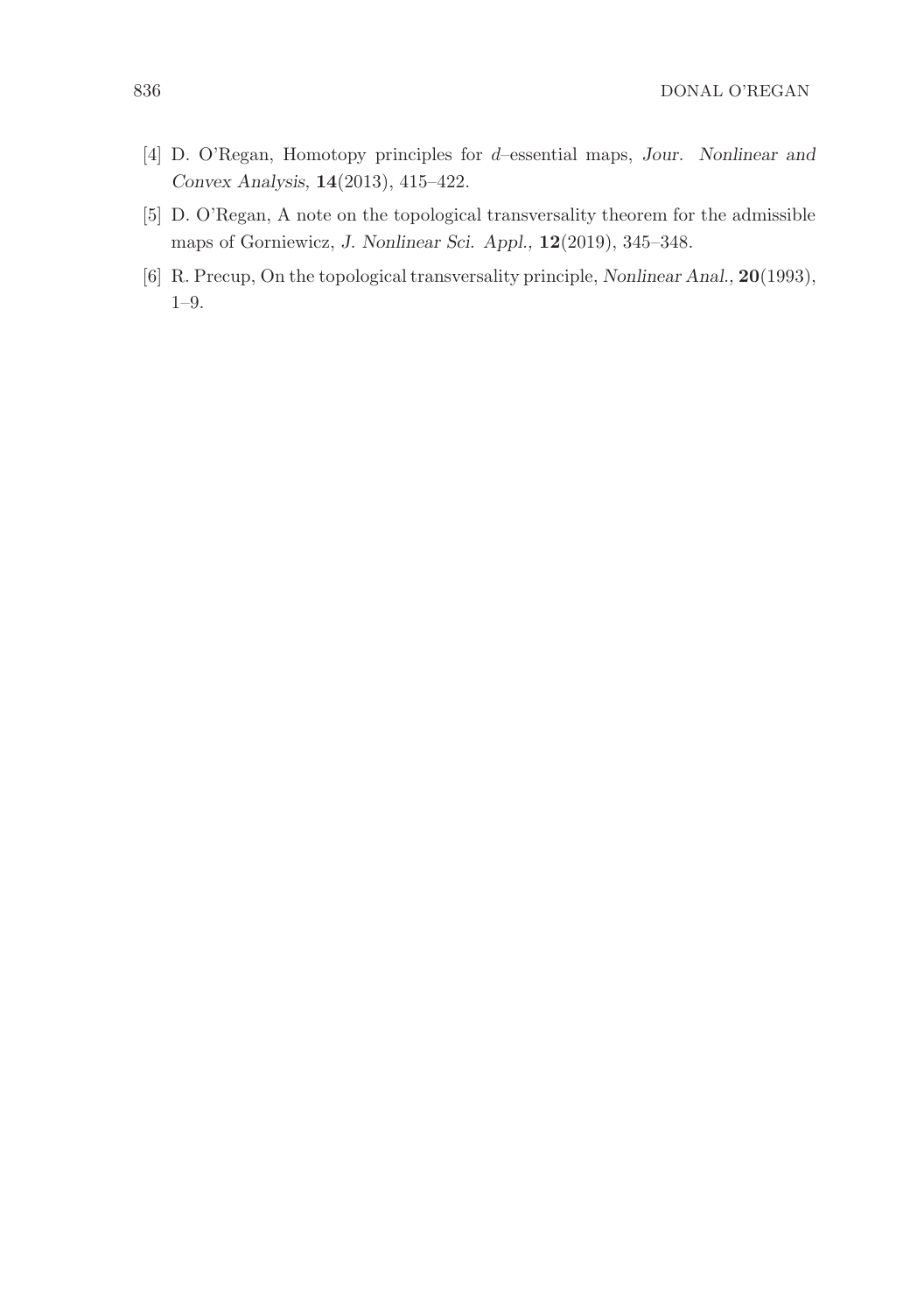[4] D. O'Regan, Homotopy principles for $d$–essential maps, *Jour. Nonlinear and Convex Analysis,* **14**(2013), 415–422.

[5] D. O'Regan, A note on the topological transversality theorem for the admissible maps of Gorniewicz, *J. Nonlinear Sci. Appl.,* **12**(2019), 345–348.

[6] R. Precup, On the topological transversality principle, *Nonlinear Anal.,* **20**(1993), 1–9.